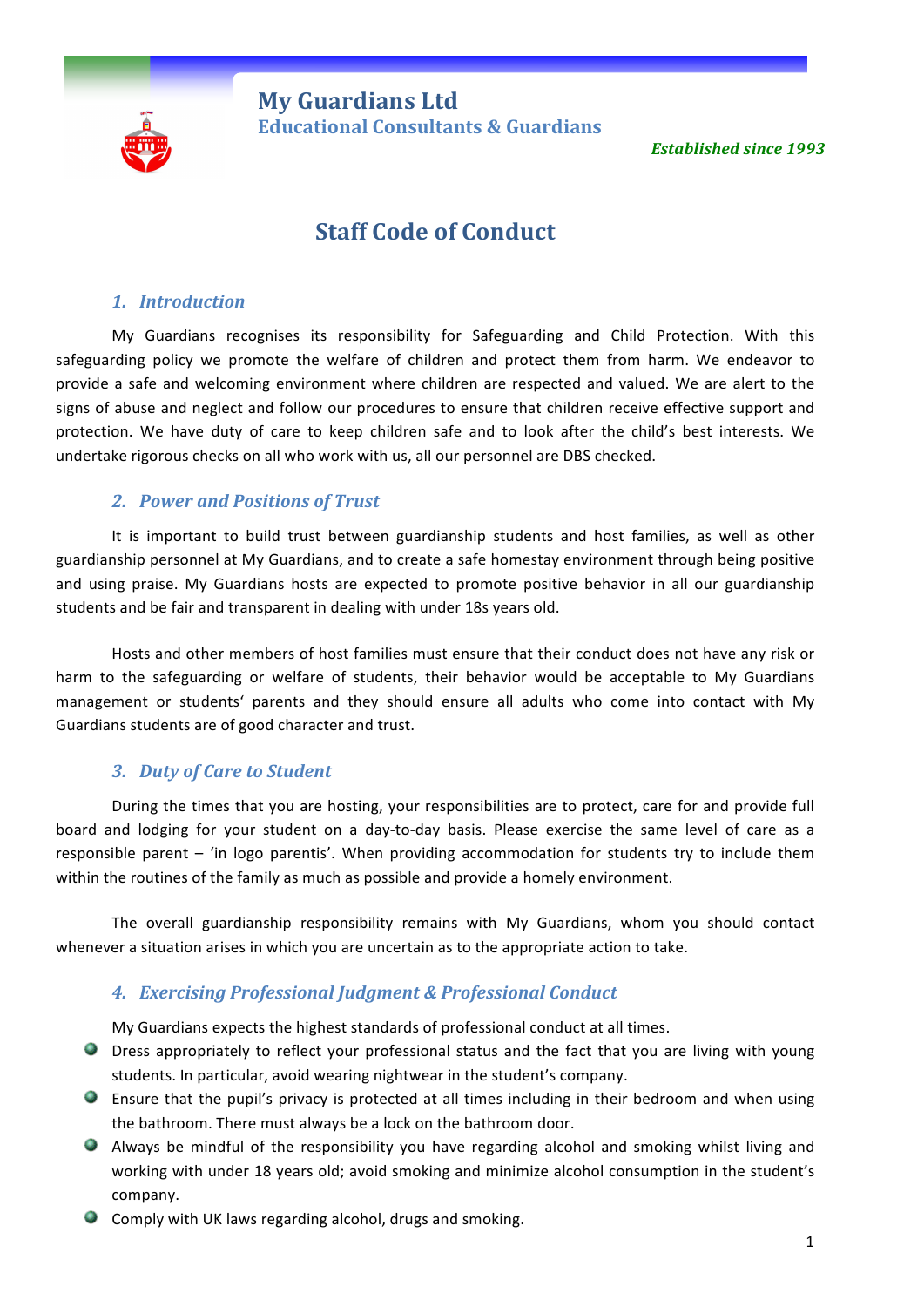# My Guardians Ltd

**Educational Consultants & Guardians**

*Established since 1993*

## Staff Code of Conduct

### 1. *Introduction*

My Guardians recognises its responsibility for Safeguarding and Child Protection. With this safeguarding policy we promote the welfare of children and protect them from harm. We endeavor to provide a safe and welcoming environment where children are respected and valued. We are alert to the signs of abuse and neglect and follow our procedures to ensure that children receive effective support and protection. We have duty of care to keep children safe and to look after the child's best interests. We undertake rigorous checks on all who work with us, all our personnel are DBS checked.

### 2. *Power and Positions of Trust*

It is important to build trust between guardianship students and host families, as well as other guardianship personnel at My Guardians, and to create a safe homestay environment through being positive and using praise. My Guardians hosts are expected to promote positive behavior in all our guardianship students and be fair and transparent in dealing with under 18s years old.

Hosts and other members of host families must ensure that their conduct does not have any risk or harm to the safeguarding or welfare of students, their behavior would be acceptable to My Guardians management or students' parents and they should ensure all adults who come into contact with My Guardians students are of good character and trust.

### 3. *Duty of Care to Student*

During the times that you are hosting, your responsibilities are to protect, care for and provide full board and lodging for your student on a day-to-day basis. Please exercise the same level of care as a responsible parent – 'in logo parentis'. When providing accommodation for students try to include them within the routines of the family as much as possible and provide a homely environment.

The overall guardianship responsibility remains with My Guardians, whom you should contact whenever a situation arises in which you are uncertain as to the appropriate action to take.

### 4. *Exercising Professional Judgment & Professional Conduct*

My Guardians expects the highest standards of professional conduct at all times.

- Dress appropriately to reflect your professional status and the fact that you are living with young students. In particular, avoid wearing nightwear in the student's company.
- Ensure that the pupil's privacy is protected at all times including in their bedroom and when using the bathroom. There must always be a lock on the bathroom door.
- Always be mindful of the responsibility you have regarding alcohol and smoking whilst living and working with under 18 years old; avoid smoking and minimize alcohol consumption in the student's company.
- Comply with UK laws regarding alcohol, drugs and smoking.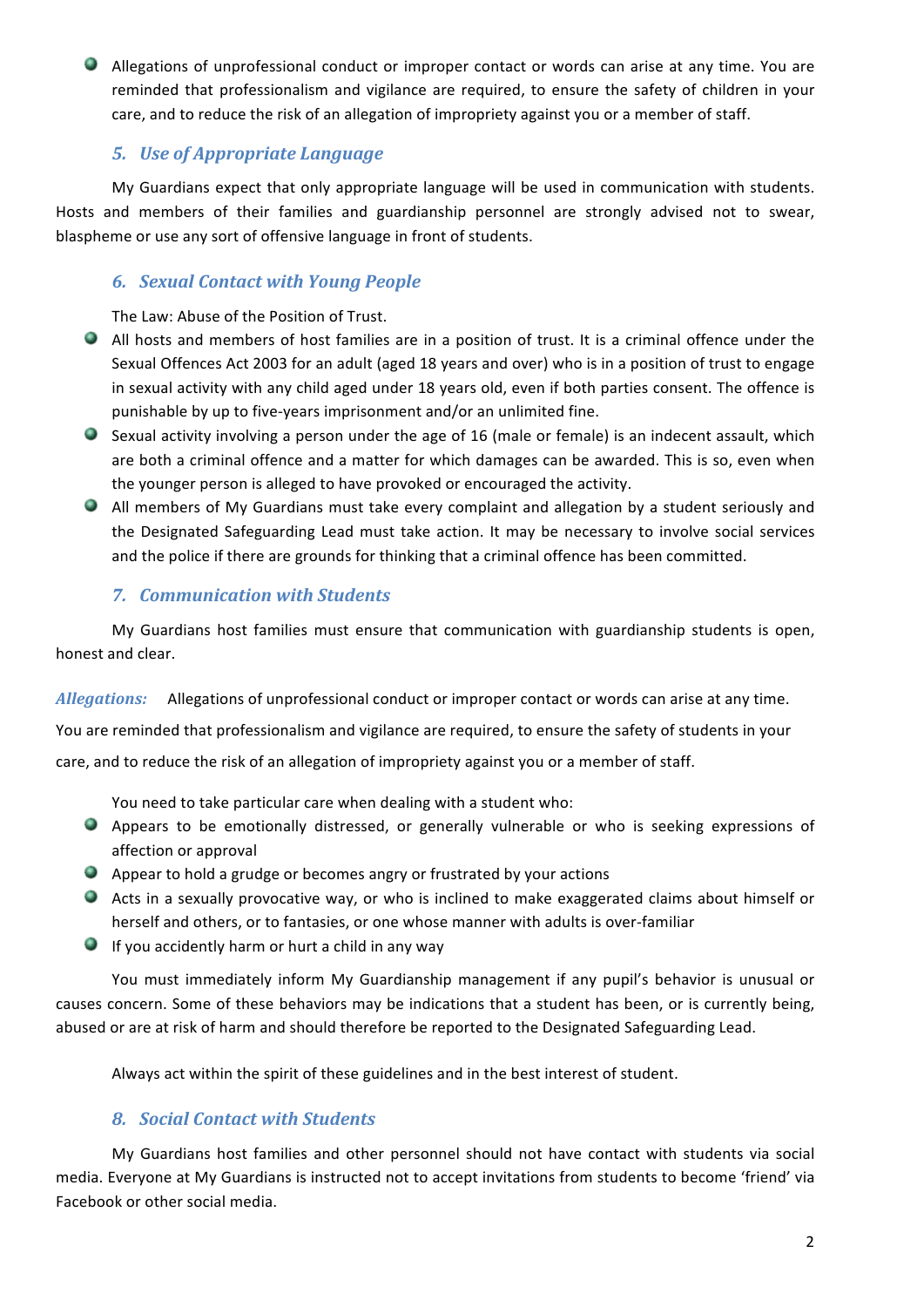- Allegations of unprofessional conduct or improper contact or words can arise at any time. You are reminded that professionalism and vigilance are required, to ensure the safety of children in your care, and to reduce the risk of an allegation of impropriety against you or a member of staff.

### *5. Use of Appropriate Language*

My Guardians expect that only appropriate language will be used in communication with students. Hosts and members of their families and guardianship personnel are strongly advised not to swear, blaspheme or use any sort of offensive language in front of students.

### *6. Sexual Contact with Young People*

The Law: Abuse of the Position of Trust.

- All hosts and members of host families are in a position of trust. It is a criminal offence under the Sexual Offences Act 2003 for an adult (aged 18 years and over) who is in a position of trust to engage in sexual activity with any child aged under 18 years old, even if both parties consent. The offence is punishable by up to five-years imprisonment and/or an unlimited fine.
- Sexual activity involving a person under the age of 16 (male or female) is an indecent assault, which are both a criminal offence and a matter for which damages can be awarded. This is so, even when the younger person is alleged to have provoked or encouraged the activity.
- All members of My Guardians must take every complaint and allegation by a student seriously and the Designated Safeguarding Lead must take action. It may be necessary to involve social services and the police if there are grounds for thinking that a criminal offence has been committed.

### *7. Communication with Students*

My Guardians host families must ensure that communication with guardianship students is open, honest and clear.

*Allegations:* Allegations of unprofessional conduct or improper contact or words can arise at any time. You are reminded that professionalism and vigilance are required, to ensure the safety of students in your care, and to reduce the risk of an allegation of impropriety against you or a member of staff.

You need to take particular care when dealing with a student who:

- Appears to be emotionally distressed, or generally vulnerable or who is seeking expressions of affection or approval
- Appear to hold a grudge or becomes angry or frustrated by your actions
- Acts in a sexually provocative way, or who is inclined to make exaggerated claims about himself or herself and others, or to fantasies, or one whose manner with adults is over-familiar
- If you accidently harm or hurt a child in any way

You must immediately inform My Guardianship management if any pupil's behavior is unusual or causes concern. Some of these behaviors may be indications that a student has been, or is currently being, abused or are at risk of harm and should therefore be reported to the Designated Safeguarding Lead.

Always act within the spirit of these guidelines and in the best interest of student.

### *8. Social Contact with Students*

My Guardians host families and other personnel should not have contact with students via social media. Everyone at My Guardians is instructed not to accept invitations from students to become 'friend' via Facebook or other social media.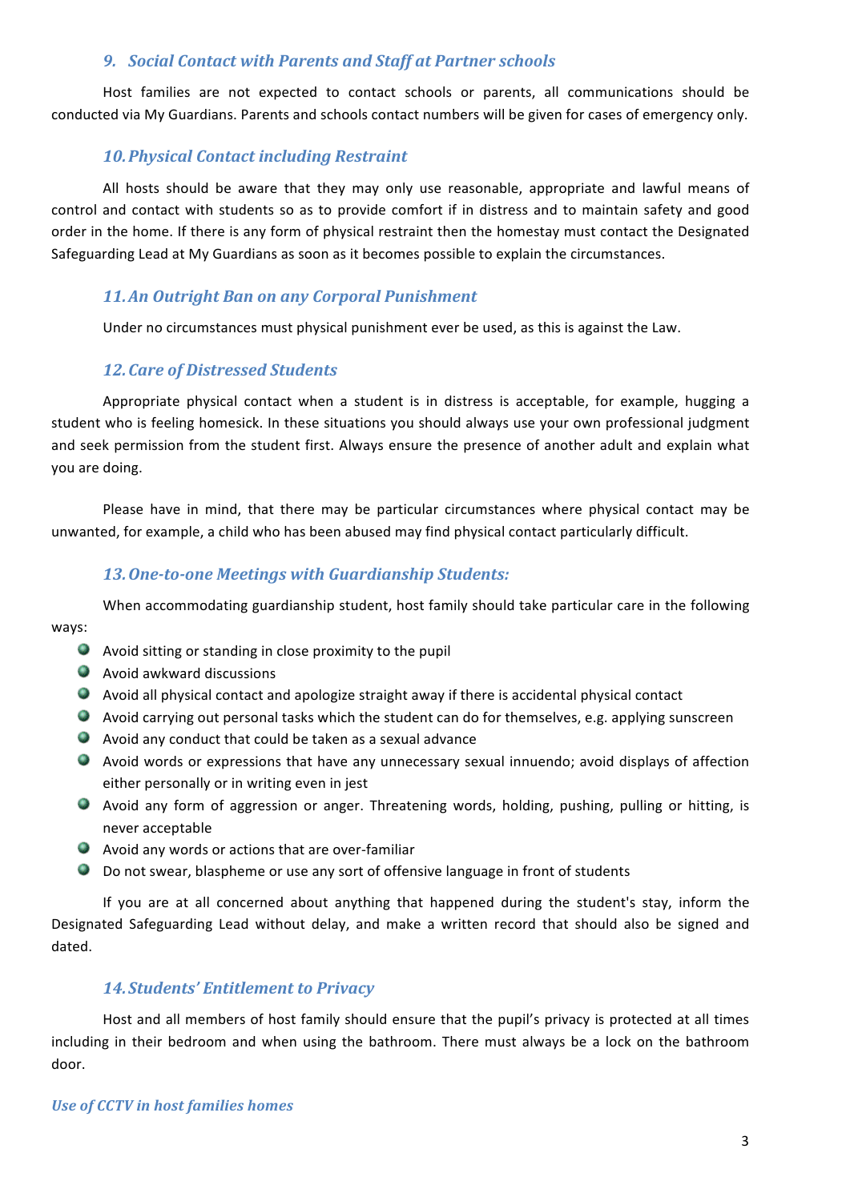### *9. Social Contact with Parents and Staff at Partner schools*

Host families are not expected to contact schools or parents, all communications should be conducted via My Guardians. Parents and schools contact numbers will be given for cases of emergency only.

### *10. Physical Contact including Restraint*

All hosts should be aware that they may only use reasonable, appropriate and lawful means of control and contact with students so as to provide comfort if in distress and to maintain safety and good order in the home. If there is any form of physical restraint then the homestay must contact the Designated Safeguarding Lead at My Guardians as soon as it becomes possible to explain the circumstances.

### *11. An Outright Ban on any Corporal Punishment*

Under no circumstances must physical punishment ever be used, as this is against the Law.

### *12. Care of Distressed Students*

Appropriate physical contact when a student is in distress is acceptable, for example, hugging a student who is feeling homesick. In these situations you should always use your own professional judgment and seek permission from the student first. Always ensure the presence of another adult and explain what you are doing.

Please have in mind, that there may be particular circumstances where physical contact may be unwanted, for example, a child who has been abused may find physical contact particularly difficult.

### *13. One-to-one Meetings with Guardianship Students:*

When accommodating guardianship student, host family should take particular care in the following ways:

- Avoid sitting or standing in close proximity to the pupil
- Avoid awkward discussions
- Avoid all physical contact and apologize straight away if there is accidental physical contact
- Avoid carrying out personal tasks which the student can do for themselves, e.g. applying sunscreen
- Avoid any conduct that could be taken as a sexual advance
- Avoid words or expressions that have any unnecessary sexual innuendo; avoid displays of affection either personally or in writing even in jest
- Avoid any form of aggression or anger. Threatening words, holding, pushing, pulling or hitting, is never acceptable
- Avoid any words or actions that are over-familiar
- Do not swear, blaspheme or use any sort of offensive language in front of students

If you are at all concerned about anything that happened during the student's stay, inform the Designated Safeguarding Lead without delay, and make a written record that should also be signed and dated.

### *14. Students' Entitlement to Privacy*

Host and all members of host family should ensure that the pupil's privacy is protected at all times including in their bedroom and when using the bathroom. There must always be a lock on the bathroom door.

#### *Use of CCTV in host families homes*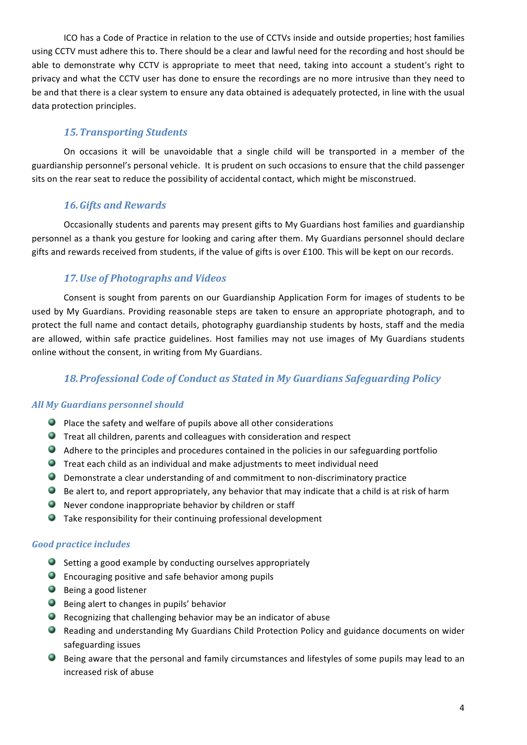ICO has a Code of Practice in relation to the use of CCTVs inside and outside properties; host families using CCTV must adhere this to. There should be a clear and lawful need for the recording and host should be able to demonstrate why CCTV is appropriate to meet that need, taking into account a student's right to privacy and what the CCTV user has done to ensure the recordings are no more intrusive than they need to be and that there is a clear system to ensure any data obtained is adequately protected, in line with the usual data protection principles.

## *15. Transporting Students*

On occasions it will be unavoidable that a single child will be transported in a member of the guardianship personnel's personal vehicle. It is prudent on such occasions to ensure that the child passenger sits on the rear seat to reduce the possibility of accidental contact, which might be misconstrued.

## *16. Gifts and Rewards*

Occasionally students and parents may present gifts to My Guardians host families and guardianship personnel as a thank you gesture for looking and caring after them. My Guardians personnel should declare gifts and rewards received from students, if the value of gifts is over £100. This will be kept on our records.

## *17. Use of Photographs and Videos*

Consent is sought from parents on our Guardianship Application Form for images of students to be used by My Guardians. Providing reasonable steps are taken to ensure an appropriate photograph, and to protect the full name and contact details, photography guardianship students by hosts, staff and the media are allowed, within safe practice guidelines. Host families may not use images of My Guardians students online without the consent, in writing from My Guardians.

## *18. Professional Code of Conduct as Stated in My Guardians Safeguarding Policy*

### *All My Guardians personnel should*

- Place the safety and welfare of pupils above all other considerations
- Treat all children, parents and colleagues with consideration and respect
- Adhere to the principles and procedures contained in the policies in our safeguarding portfolio
- Treat each child as an individual and make adjustments to meet individual need
- Demonstrate a clear understanding of and commitment to non-discriminatory practice
- Be alert to, and report appropriately, any behavior that may indicate that a child is at risk of harm
- Never condone inappropriate behavior by children or staff
- Take responsibility for their continuing professional development

### *Good practice includes*

- Setting a good example by conducting ourselves appropriately
- Encouraging positive and safe behavior among pupils
- Being a good listener
- Being alert to changes in pupils' behavior
- Recognizing that challenging behavior may be an indicator of abuse
- Reading and understanding My Guardians Child Protection Policy and guidance documents on wider safeguarding issues
- Being aware that the personal and family circumstances and lifestyles of some pupils may lead to an increased risk of abuse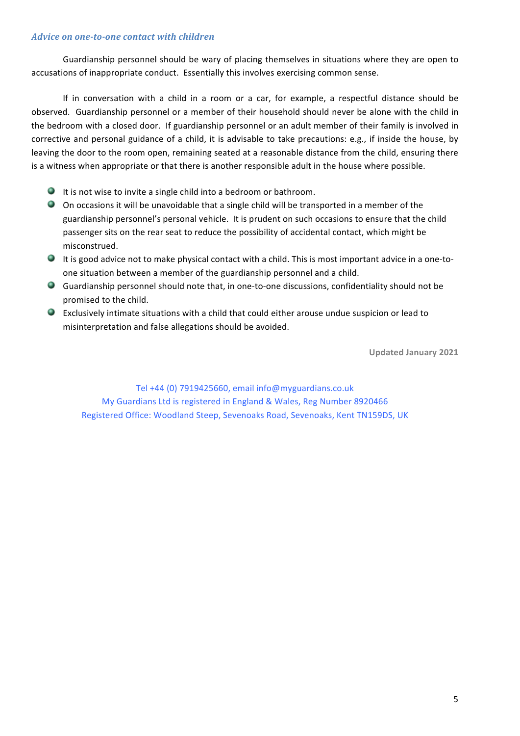### *Advice on one-to-one contact with children*

Guardianship personnel should be wary of placing themselves in situations where they are open to accusations of inappropriate conduct. Essentially this involves exercising common sense.

If in conversation with a child in a room or a car, for example, a respectful distance should be observed. Guardianship personnel or a member of their household should never be alone with the child in the bedroom with a closed door. If guardianship personnel or an adult member of their family is involved in corrective and personal guidance of a child, it is advisable to take precautions: e.g., if inside the house, by leaving the door to the room open, remaining seated at a reasonable distance from the child, ensuring there is a witness when appropriate or that there is another responsible adult in the house where possible.

- It is not wise to invite a single child into a bedroom or bathroom.
- On occasions it will be unavoidable that a single child will be transported in a member of the guardianship personnel's personal vehicle. It is prudent on such occasions to ensure that the child passenger sits on the rear seat to reduce the possibility of accidental contact, which might be misconstrued.
- It is good advice not to make physical contact with a child. This is most important advice in a one-to-one situation between a member of the guardianship personnel and a child.
- Guardianship personnel should note that, in one-to-one discussions, confidentiality should not be promised to the child.
- Exclusively intimate situations with a child that could either arouse undue suspicion or lead to misinterpretation and false allegations should be avoided.

**Updated January 2021**

Tel +44 (0) 7919425660, email info@myguardians.co.uk
My Guardians Ltd is registered in England & Wales, Reg Number 8920466
Registered Office: Woodland Steep, Sevenoaks Road, Sevenoaks, Kent TN159DS, UK